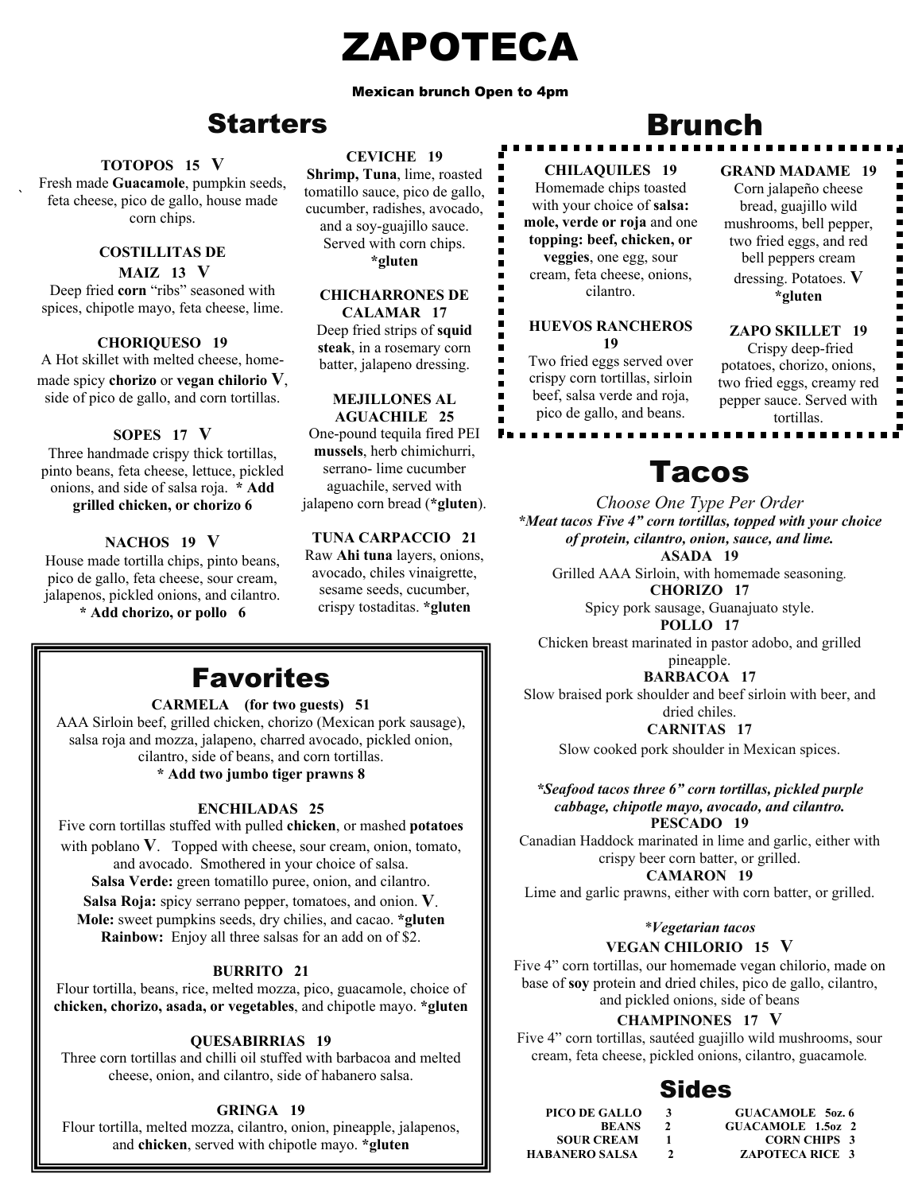# ZAPOTECA

**Mexican brunch Open to 4pm**

## Starters

**TOTOPOS 15 V**
Fresh made **Guacamole**, pumpkin seeds, feta cheese, pico de gallo, house made corn chips.

**COSTILLITAS DE MAIZ 13 V**
Deep fried **corn** "ribs" seasoned with spices, chipotle mayo, feta cheese, lime.

**CHORIQUESO 19**
A Hot skillet with melted cheese, home-made spicy **chorizo** or **vegan chilorio V**, side of pico de gallo, and corn tortillas.

**SOPES 17 V**
Three handmade crispy thick tortillas, pinto beans, feta cheese, lettuce, pickled onions, and side of salsa roja. **\* Add grilled chicken, or chorizo 6**

**NACHOS 19 V**
House made tortilla chips, pinto beans, pico de gallo, feta cheese, sour cream, jalapenos, pickled onions, and cilantro. **\* Add chorizo, or pollo 6**

**CEVICHE 19**
**Shrimp, Tuna**, lime, roasted tomatillo sauce, pico de gallo, cucumber, radishes, avocado, and a soy-guajillo sauce. Served with corn chips. **\*gluten**

**CHICHARRONES DE CALAMAR 17**
Deep fried strips of **squid steak**, in a rosemary corn batter, jalapeno dressing.

**MEJILLONES AL AGUACHILE 25**
One-pound tequila fired PEI **mussels**, herb chimichurri, serrano- lime cucumber aguachile, served with jalapeno corn bread (**\*gluten**).

**TUNA CARPACCIO 21**
Raw **Ahi tuna** layers, onions, avocado, chiles vinaigrette, sesame seeds, cucumber, crispy tostaditas. **\*gluten**

## Favorites

**CARMELA (for two guests) 51**
AAA Sirloin beef, grilled chicken, chorizo (Mexican pork sausage), salsa roja and mozza, jalapeno, charred avocado, pickled onion, cilantro, side of beans, and corn tortillas.
**\* Add two jumbo tiger prawns 8**

**ENCHILADAS 25**
Five corn tortillas stuffed with pulled **chicken**, or mashed **potatoes** with poblano **V**. Topped with cheese, sour cream, onion, tomato, and avocado. Smothered in your choice of salsa.
**Salsa Verde:** green tomatillo puree, onion, and cilantro.
**Salsa Roja:** spicy serrano pepper, tomatoes, and onion. **V**.
**Mole:** sweet pumpkins seeds, dry chilies, and cacao. **\*gluten**
**Rainbow:** Enjoy all three salsas for an add on of $2.

**BURRITO 21**
Flour tortilla, beans, rice, melted mozza, pico, guacamole, choice of **chicken, chorizo, asada, or vegetables**, and chipotle mayo. **\*gluten**

**QUESABIRRIAS 19**
Three corn tortillas and chilli oil stuffed with barbacoa and melted cheese, onion, and cilantro, side of habanero salsa.

**GRINGA 19**
Flour tortilla, melted mozza, cilantro, onion, pineapple, jalapenos, and **chicken**, served with chipotle mayo. **\*gluten**

## Brunch

**CHILAQUILES 19**
Homemade chips toasted with your choice of **salsa: mole, verde or roja** and one **topping: beef, chicken, or veggies**, one egg, sour cream, feta cheese, onions, cilantro.

**HUEVOS RANCHEROS 19**
Two fried eggs served over crispy corn tortillas, sirloin beef, salsa verde and roja, pico de gallo, and beans.

**GRAND MADAME 19**
Corn jalapeño cheese bread, guajillo wild mushrooms, bell pepper, two fried eggs, and red bell peppers cream dressing. Potatoes. **V**
**\*gluten**

**ZAPO SKILLET 19**
Crispy deep-fried potatoes, chorizo, onions, two fried eggs, creamy red pepper sauce. Served with tortillas.

## Tacos

*Choose One Type Per Order*

***\*Meat tacos Five 4" corn tortillas, topped with your choice of protein, cilantro, onion, sauce, and lime.***

**ASADA 19**
Grilled AAA Sirloin, with homemade seasoning.

**CHORIZO 17**
Spicy pork sausage, Guanajuato style.

**POLLO 17**
Chicken breast marinated in pastor adobo, and grilled pineapple.

**BARBACOA 17**
Slow braised pork shoulder and beef sirloin with beer, and dried chiles.

**CARNITAS 17**
Slow cooked pork shoulder in Mexican spices.

***\*Seafood tacos three 6" corn tortillas, pickled purple cabbage, chipotle mayo, avocado, and cilantro.***

**PESCADO 19**
Canadian Haddock marinated in lime and garlic, either with crispy beer corn batter, or grilled.

**CAMARON 19**
Lime and garlic prawns, either with corn batter, or grilled.

***\*Vegetarian tacos***

**VEGAN CHILORIO 15 V**
Five 4" corn tortillas, our homemade vegan chilorio, made on base of **soy** protein and dried chiles, pico de gallo, cilantro, and pickled onions, side of beans

**CHAMPINONES 17 V**
Five 4" corn tortillas, sautéed guajillo wild mushrooms, sour cream, feta cheese, pickled onions, cilantro, guacamole.

## Sides

| | | | |
|---|---|---|---|
| **PICO DE GALLO** | **3** | **GUACAMOLE 5oz.** | **6** |
| **BEANS** | **2** | **GUACAMOLE 1.5oz** | **2** |
| **SOUR CREAM** | **1** | **CORN CHIPS** | **3** |
| **HABANERO SALSA** | **2** | **ZAPOTECA RICE** | **3** |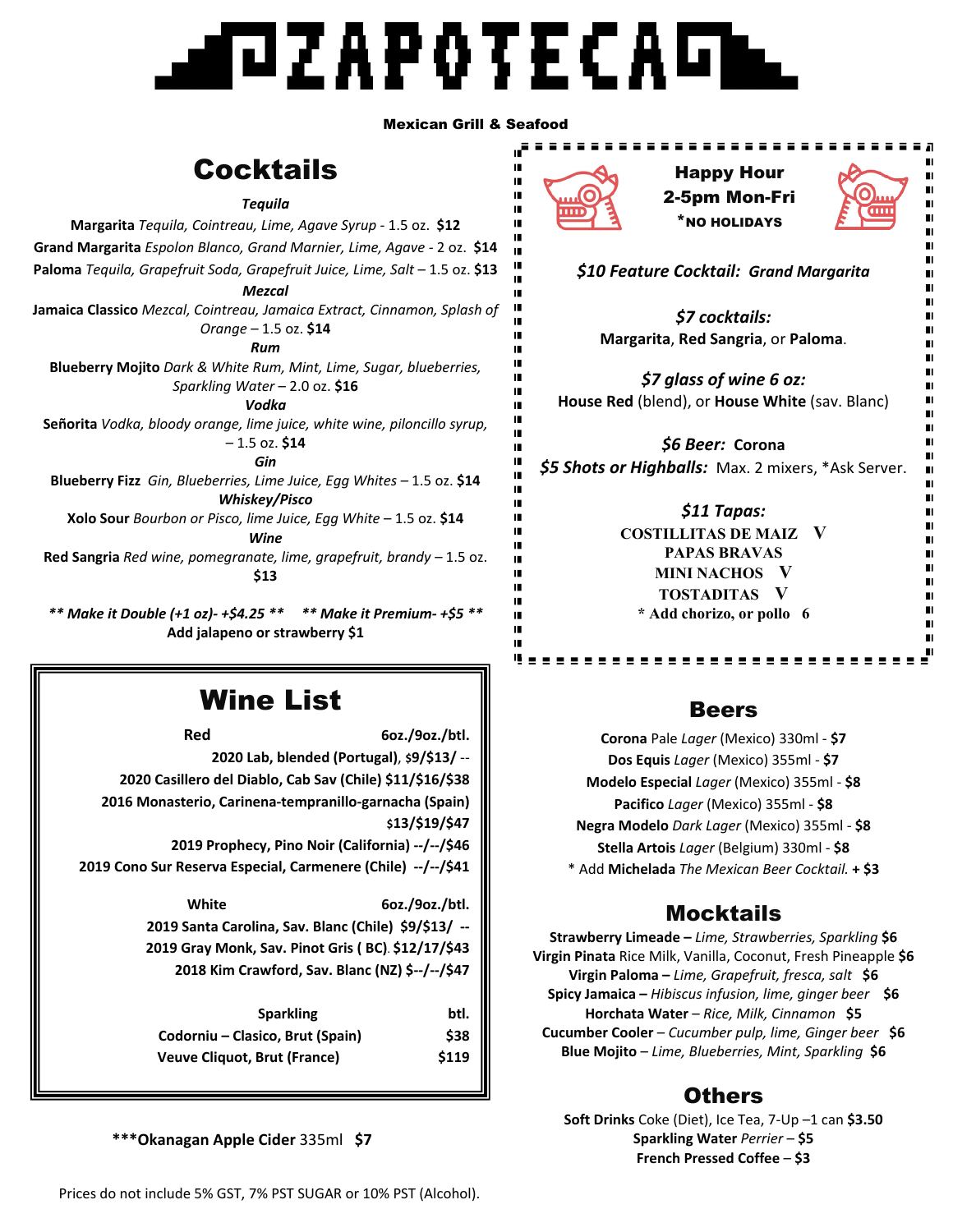# ZAPOTECA

**Mexican Grill & Seafood**

## Cocktails

***Tequila***

**Margarita** *Tequila, Cointreau, Lime, Agave Syrup* - 1.5 oz. **$12**

**Grand Margarita** *Espolon Blanco, Grand Marnier, Lime, Agave* - 2 oz. **$14**

**Paloma** *Tequila, Grapefruit Soda, Grapefruit Juice, Lime, Salt* – 1.5 oz. **$13**

***Mezcal***

**Jamaica Classico** *Mezcal, Cointreau, Jamaica Extract, Cinnamon, Splash of Orange* – 1.5 oz. **$14**

***Rum***

**Blueberry Mojito** *Dark & White Rum, Mint, Lime, Sugar, blueberries, Sparkling Water* – 2.0 oz. **$16**

***Vodka***

**Señorita** *Vodka, bloody orange, lime juice, white wine, piloncillo syrup,* – 1.5 oz. **$14**

***Gin***

**Blueberry Fizz** *Gin, Blueberries, Lime Juice, Egg Whites* – 1.5 oz. **$14**

***Whiskey/Pisco***

**Xolo Sour** *Bourbon or Pisco, lime Juice, Egg White* – 1.5 oz. **$14**

***Wine***

**Red Sangria** *Red wine, pomegranate, lime, grapefruit, brandy* – 1.5 oz. **$13**

***** Make it Double (+1 oz)- +$4.25 **    ** Make it Premium- +$5 *****

**Add jalapeno or strawberry $1**

## Happy Hour
**2-5pm Mon-Fri**
***NO HOLIDAYS**

***$10 Feature Cocktail: Grand Margarita***

***$7 cocktails:***
**Margarita**, **Red Sangria**, or **Paloma**.

***$7 glass of wine 6 oz:***
**House Red** (blend), or **House White** (sav. Blanc)

***$6 Beer:*** **Corona**

***$5 Shots or Highballs:*** Max. 2 mixers, *Ask Server.

***$11 Tapas:***

**COSTILLITAS DE MAIZ V**
**PAPAS BRAVAS**
**MINI NACHOS V**
**TOSTADITAS V**
*** Add chorizo, or pollo 6**

## Wine List

| Red | 6oz./9oz./btl. |
|---|---|
| 2020 Lab, blended (Portugal) | $9/$13/ -- |
| 2020 Casillero del Diablo, Cab Sav (Chile) | $11/$16/$38 |
| 2016 Monasterio, Carinena-tempranillo-garnacha (Spain) | $13/$19/$47 |
| 2019 Prophecy, Pino Noir (California) | --/--/$46 |
| 2019 Cono Sur Reserva Especial, Carmenere (Chile) | --/--/$41 |

| White | 6oz./9oz./btl. |
|---|---|
| 2019 Santa Carolina, Sav. Blanc (Chile) | $9/$13/ -- |
| 2019 Gray Monk, Sav. Pinot Gris ( BC) | $12/$17/$43 |
| 2018 Kim Crawford, Sav. Blanc (NZ) | $--/--/$47 |

| Sparkling | btl. |
|---|---|
| Codorniu – Clasico, Brut (Spain) | $38 |
| Veuve Cliquot, Brut (France) | $119 |

*****Okanagan Apple Cider** 335ml **$7**

## Beers

**Corona** Pale *Lager* (Mexico) 330ml - **$7**

**Dos Equis** *Lager* (Mexico) 355ml - **$7**

**Modelo Especial** *Lager* (Mexico) 355ml - **$8**

**Pacifico** *Lager* (Mexico) 355ml - **$8**

**Negra Modelo** *Dark Lager* (Mexico) 355ml - **$8**

**Stella Artois** *Lager* (Belgium) 330ml - **$8**

* Add **Michelada** *The Mexican Beer Cocktail.* **+ $3**

## Mocktails

**Strawberry Limeade** – *Lime, Strawberries, Sparkling* **$6**

**Virgin Pinata** Rice Milk, Vanilla, Coconut, Fresh Pineapple **$6**

**Virgin Paloma** – *Lime, Grapefruit, fresca, salt* **$6**

**Spicy Jamaica** – *Hibiscus infusion, lime, ginger beer* **$6**

**Horchata Water** – *Rice, Milk, Cinnamon* **$5**

**Cucumber Cooler** – *Cucumber pulp, lime, Ginger beer* **$6**

**Blue Mojito** – *Lime, Blueberries, Mint, Sparkling* **$6**

## Others

**Soft Drinks** Coke (Diet), Ice Tea, 7-Up –1 can **$3.50**

**Sparkling Water** *Perrier* – **$5**

**French Pressed Coffee** – **$3**

Prices do not include 5% GST, 7% PST SUGAR or 10% PST (Alcohol).